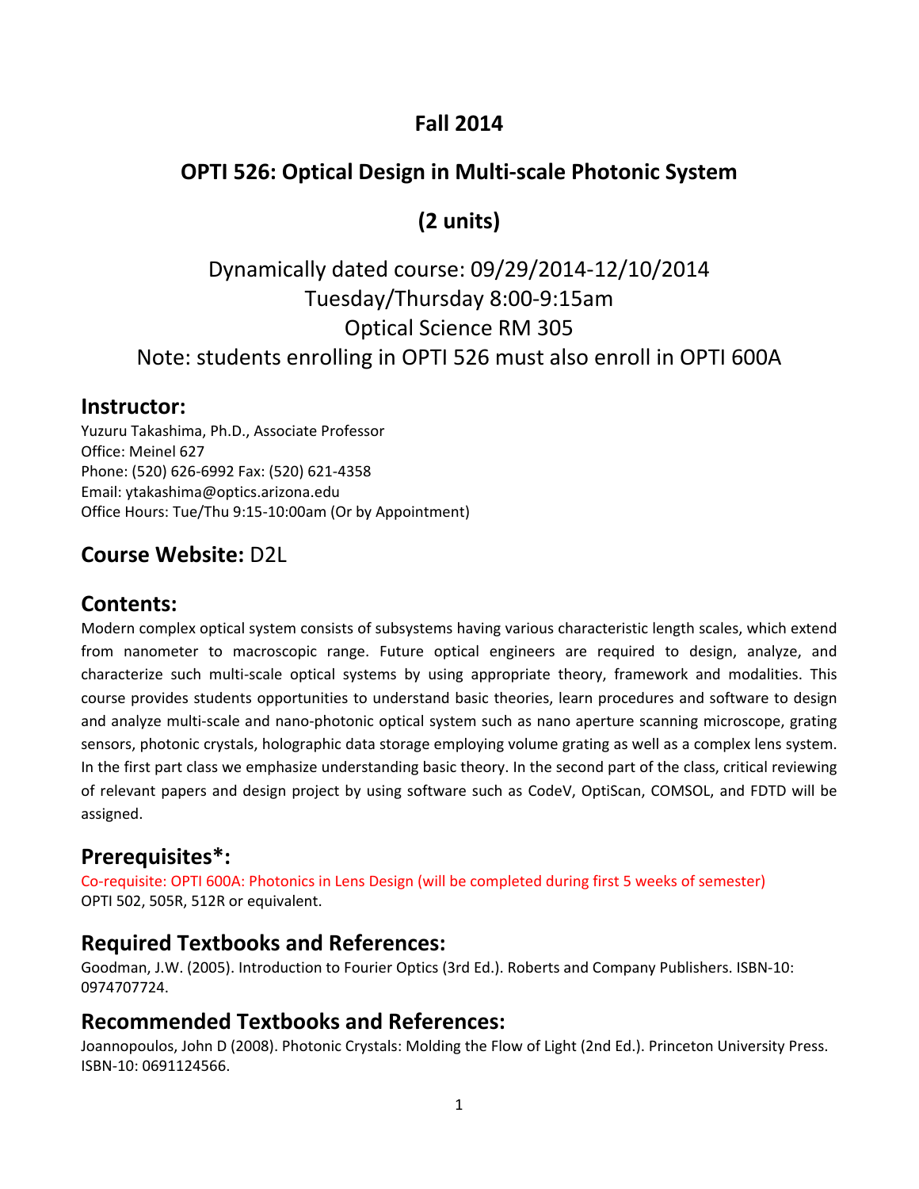# Fall 2014

# OPTI 526: Optical Design in Multi-scale Photonic System

# (2 units)

Dynamically dated course: 09/29/2014-12/10/2014
Tuesday/Thursday 8:00-9:15am
Optical Science RM 305
Note: students enrolling in OPTI 526 must also enroll in OPTI 600A

## Instructor:

Yuzuru Takashima, Ph.D., Associate Professor
Office: Meinel 627
Phone: (520) 626-6992 Fax: (520) 621-4358
Email: ytakashima@optics.arizona.edu
Office Hours: Tue/Thu 9:15-10:00am (Or by Appointment)

## Course Website: D2L

## Contents:

Modern complex optical system consists of subsystems having various characteristic length scales, which extend from nanometer to macroscopic range. Future optical engineers are required to design, analyze, and characterize such multi-scale optical systems by using appropriate theory, framework and modalities. This course provides students opportunities to understand basic theories, learn procedures and software to design and analyze multi-scale and nano-photonic optical system such as nano aperture scanning microscope, grating sensors, photonic crystals, holographic data storage employing volume grating as well as a complex lens system. In the first part class we emphasize understanding basic theory. In the second part of the class, critical reviewing of relevant papers and design project by using software such as CodeV, OptiScan, COMSOL, and FDTD will be assigned.

## Prerequisites*:

Co-requisite: OPTI 600A: Photonics in Lens Design (will be completed during first 5 weeks of semester)
OPTI 502, 505R, 512R or equivalent.

## Required Textbooks and References:

Goodman, J.W. (2005). Introduction to Fourier Optics (3rd Ed.). Roberts and Company Publishers. ISBN-10: 0974707724.

## Recommended Textbooks and References:

Joannopoulos, John D (2008). Photonic Crystals: Molding the Flow of Light (2nd Ed.). Princeton University Press. ISBN-10: 0691124566.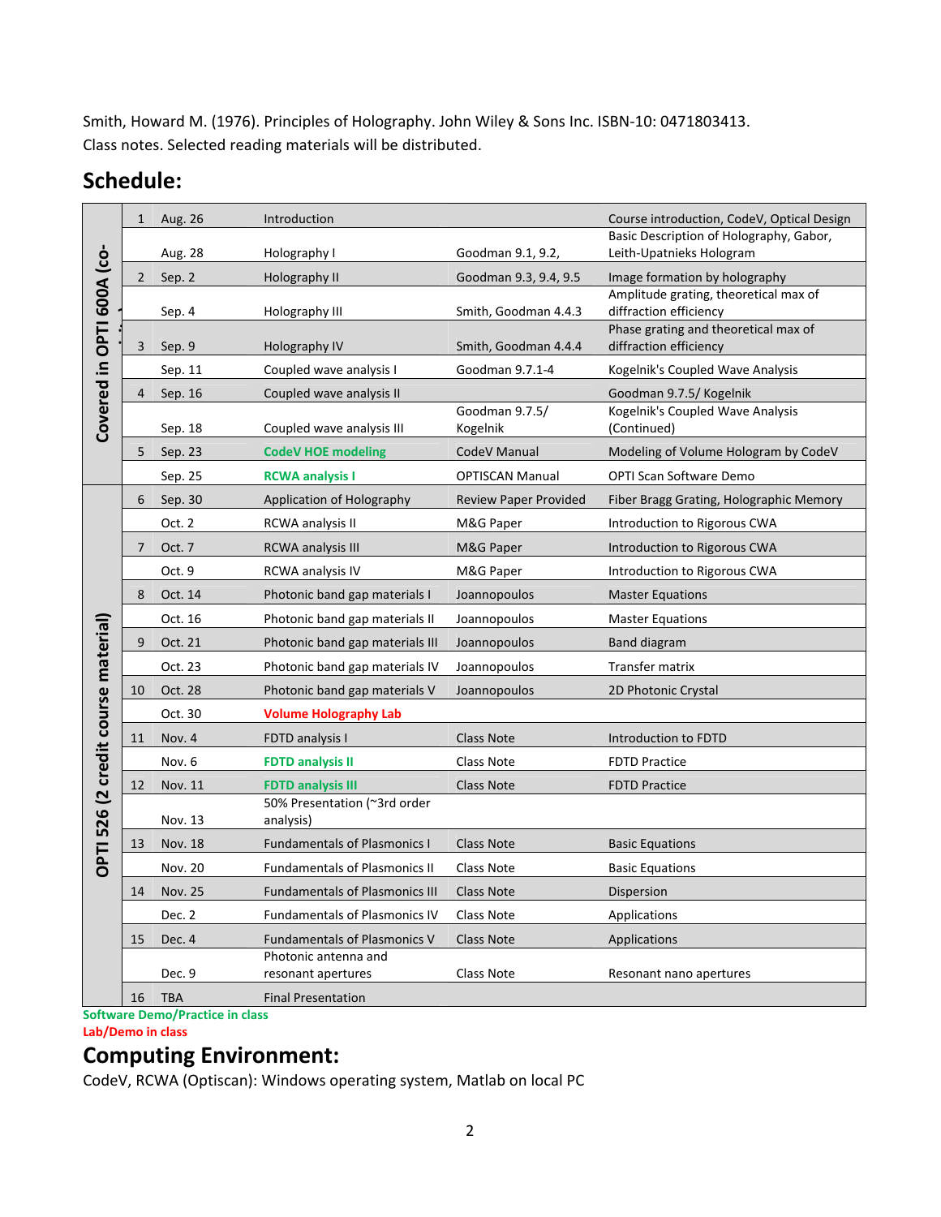Smith, Howard M. (1976). Principles of Holography. John Wiley & Sons Inc. ISBN-10: 0471803413.
Class notes. Selected reading materials will be distributed.

## Schedule:

| | Week | Date | Topic | Reading | Description |
|---|---|---|---|---|---|
| Covered in OPTI 600A (co-...) | 1 | Aug. 26 | Introduction | | Course introduction, CodeV, Optical Design |
| | | Aug. 28 | Holography I | Goodman 9.1, 9.2, | Basic Description of Holography, Gabor, Leith-Upatnieks Hologram |
| | 2 | Sep. 2 | Holography II | Goodman 9.3, 9.4, 9.5 | Image formation by holography |
| | | Sep. 4 | Holography III | Smith, Goodman 4.4.3 | Amplitude grating, theoretical max of diffraction efficiency |
| | 3 | Sep. 9 | Holography IV | Smith, Goodman 4.4.4 | Phase grating and theoretical max of diffraction efficiency |
| | | Sep. 11 | Coupled wave analysis I | Goodman 9.7.1-4 | Kogelnik's Coupled Wave Analysis |
| | 4 | Sep. 16 | Coupled wave analysis II | | Goodman 9.7.5/ Kogelnik |
| | | Sep. 18 | Coupled wave analysis III | Goodman 9.7.5/ Kogelnik | Kogelnik's Coupled Wave Analysis (Continued) |
| | 5 | Sep. 23 | **CodeV HOE modeling** | CodeV Manual | Modeling of Volume Hologram by CodeV |
| | | Sep. 25 | **RCWA analysis I** | OPTISCAN Manual | OPTI Scan Software Demo |
| OPTI 526 (2 credit course material) | 6 | Sep. 30 | Application of Holography | Review Paper Provided | Fiber Bragg Grating, Holographic Memory |
| | | Oct. 2 | RCWA analysis II | M&G Paper | Introduction to Rigorous CWA |
| | 7 | Oct. 7 | RCWA analysis III | M&G Paper | Introduction to Rigorous CWA |
| | | Oct. 9 | RCWA analysis IV | M&G Paper | Introduction to Rigorous CWA |
| | 8 | Oct. 14 | Photonic band gap materials I | Joannopoulos | Master Equations |
| | | Oct. 16 | Photonic band gap materials II | Joannopoulos | Master Equations |
| | 9 | Oct. 21 | Photonic band gap materials III | Joannopoulos | Band diagram |
| | | Oct. 23 | Photonic band gap materials IV | Joannopoulos | Transfer matrix |
| | 10 | Oct. 28 | Photonic band gap materials V | Joannopoulos | 2D Photonic Crystal |
| | | Oct. 30 | **Volume Holography Lab** | | |
| | 11 | Nov. 4 | FDTD analysis I | Class Note | Introduction to FDTD |
| | | Nov. 6 | **FDTD analysis II** | Class Note | FDTD Practice |
| | 12 | Nov. 11 | **FDTD analysis III** | Class Note | FDTD Practice |
| | | Nov. 13 | 50% Presentation (~3rd order analysis) | | |
| | 13 | Nov. 18 | Fundamentals of Plasmonics I | Class Note | Basic Equations |
| | | Nov. 20 | Fundamentals of Plasmonics II | Class Note | Basic Equations |
| | 14 | Nov. 25 | Fundamentals of Plasmonics III | Class Note | Dispersion |
| | | Dec. 2 | Fundamentals of Plasmonics IV | Class Note | Applications |
| | 15 | Dec. 4 | Fundamentals of Plasmonics V | Class Note | Applications |
| | | Dec. 9 | Photonic antenna and resonant apertures | Class Note | Resonant nano apertures |
| | 16 | TBA | Final Presentation | | |

**Software Demo/Practice in class**
**Lab/Demo in class**

## Computing Environment:

CodeV, RCWA (Optiscan): Windows operating system, Matlab on local PC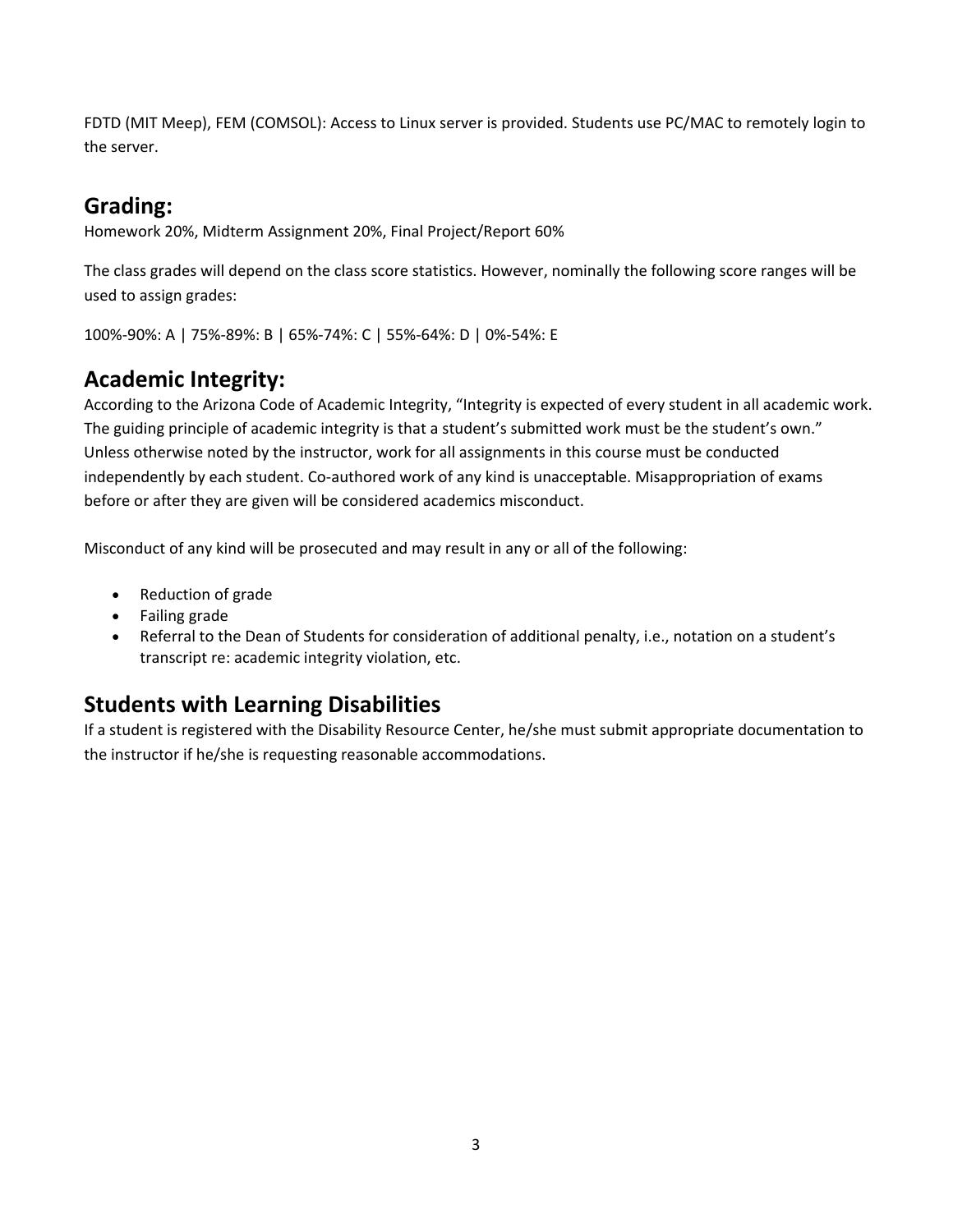FDTD (MIT Meep), FEM (COMSOL): Access to Linux server is provided. Students use PC/MAC to remotely login to the server.

## Grading:

Homework 20%, Midterm Assignment 20%, Final Project/Report 60%

The class grades will depend on the class score statistics. However, nominally the following score ranges will be used to assign grades:

100%-90%: A | 75%-89%: B | 65%-74%: C | 55%-64%: D | 0%-54%: E

## Academic Integrity:

According to the Arizona Code of Academic Integrity, "Integrity is expected of every student in all academic work. The guiding principle of academic integrity is that a student's submitted work must be the student's own." Unless otherwise noted by the instructor, work for all assignments in this course must be conducted independently by each student. Co-authored work of any kind is unacceptable. Misappropriation of exams before or after they are given will be considered academics misconduct.

Misconduct of any kind will be prosecuted and may result in any or all of the following:

- Reduction of grade
- Failing grade
- Referral to the Dean of Students for consideration of additional penalty, i.e., notation on a student's transcript re: academic integrity violation, etc.

## Students with Learning Disabilities

If a student is registered with the Disability Resource Center, he/she must submit appropriate documentation to the instructor if he/she is requesting reasonable accommodations.